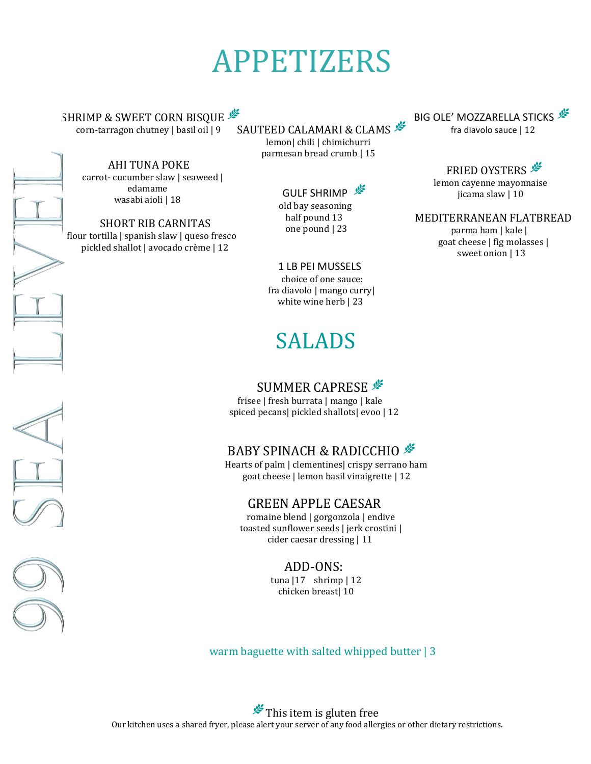# APPETIZERS

99 SEA LEVEL

### SHRIMP & SWEET CORN BISQUE 🌿
corn-tarragon chutney | basil oil | 9

### AHI TUNA POKE
carrot- cucumber slaw | seaweed | edamame
wasabi aioli | 18

### SHORT RIB CARNITAS
flour tortilla | spanish slaw | queso fresco
pickled shallot | avocado crème | 12

### SAUTEED CALAMARI & CLAMS 🌿
lemon| chili | chimichurri
parmesan bread crumb | 15

### GULF SHRIMP 🌿
old bay seasoning
half pound 13
one pound | 23

### 1 LB PEI MUSSELS
choice of one sauce:
fra diavolo | mango curry|
white wine herb | 23

### BIG OLE' MOZZARELLA STICKS 🌿
fra diavolo sauce | 12

### FRIED OYSTERS 🌿
lemon cayenne mayonnaise
jicama slaw | 10

### MEDITERRANEAN FLATBREAD
parma ham | kale |
goat cheese | fig molasses |
sweet onion | 13

# SALADS

### SUMMER CAPRESE 🌿
frisee | fresh burrata | mango | kale
spiced pecans| pickled shallots| evoo | 12

### BABY SPINACH & RADICCHIO 🌿
Hearts of palm | clementines| crispy serrano ham
goat cheese | lemon basil vinaigrette | 12

### GREEN APPLE CAESAR
romaine blend | gorgonzola | endive
toasted sunflower seeds | jerk crostini |
cider caesar dressing | 11

### ADD-ONS:
tuna |17 shrimp | 12
chicken breast| 10

warm baguette with salted whipped butter | 3

🌿 This item is gluten free

Our kitchen uses a shared fryer, please alert your server of any food allergies or other dietary restrictions.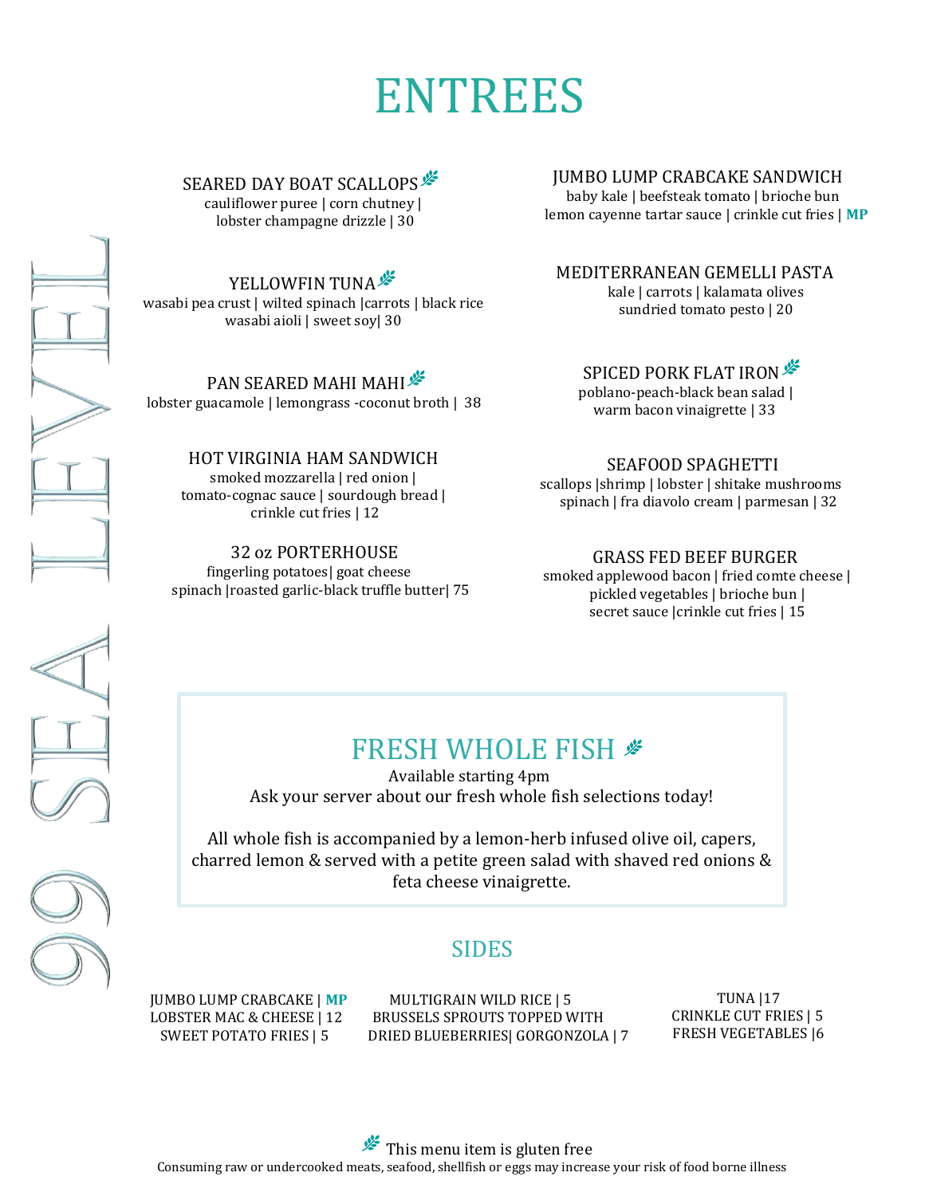# ENTREES

99 SEA LEVEL

### SEARED DAY BOAT SCALLOPS 🌿
cauliflower puree | corn chutney | lobster champagne drizzle | 30

### YELLOWFIN TUNA 🌿
wasabi pea crust | wilted spinach |carrots | black rice wasabi aioli | sweet soy| 30

### PAN SEARED MAHI MAHI 🌿
lobster guacamole | lemongrass -coconut broth | 38

### HOT VIRGINIA HAM SANDWICH
smoked mozzarella | red onion | tomato-cognac sauce | sourdough bread | crinkle cut fries | 12

### 32 oz PORTERHOUSE
fingerling potatoes| goat cheese spinach |roasted garlic-black truffle butter| 75

### JUMBO LUMP CRABCAKE SANDWICH
baby kale | beefsteak tomato | brioche bun lemon cayenne tartar sauce | crinkle cut fries | **MP**

### MEDITERRANEAN GEMELLI PASTA
kale | carrots | kalamata olives sundried tomato pesto | 20

### SPICED PORK FLAT IRON 🌿
poblano-peach-black bean salad | warm bacon vinaigrette | 33

### SEAFOOD SPAGHETTI
scallops |shrimp | lobster | shitake mushrooms spinach | fra diavolo cream | parmesan | 32

### GRASS FED BEEF BURGER
smoked applewood bacon | fried comte cheese | pickled vegetables | brioche bun | secret sauce |crinkle cut fries | 15

## FRESH WHOLE FISH 🌿

Available starting 4pm
Ask your server about our fresh whole fish selections today!

All whole fish is accompanied by a lemon-herb infused olive oil, capers, charred lemon & served with a petite green salad with shaved red onions & feta cheese vinaigrette.

## SIDES

JUMBO LUMP CRABCAKE | **MP**
LOBSTER MAC & CHEESE | 12
SWEET POTATO FRIES | 5
MULTIGRAIN WILD RICE | 5
BRUSSELS SPROUTS TOPPED WITH DRIED BLUEBERRIES| GORGONZOLA | 7
TUNA |17
CRINKLE CUT FRIES | 5
FRESH VEGETABLES |6

🌿 This menu item is gluten free

Consuming raw or undercooked meats, seafood, shellfish or eggs may increase your risk of food borne illness